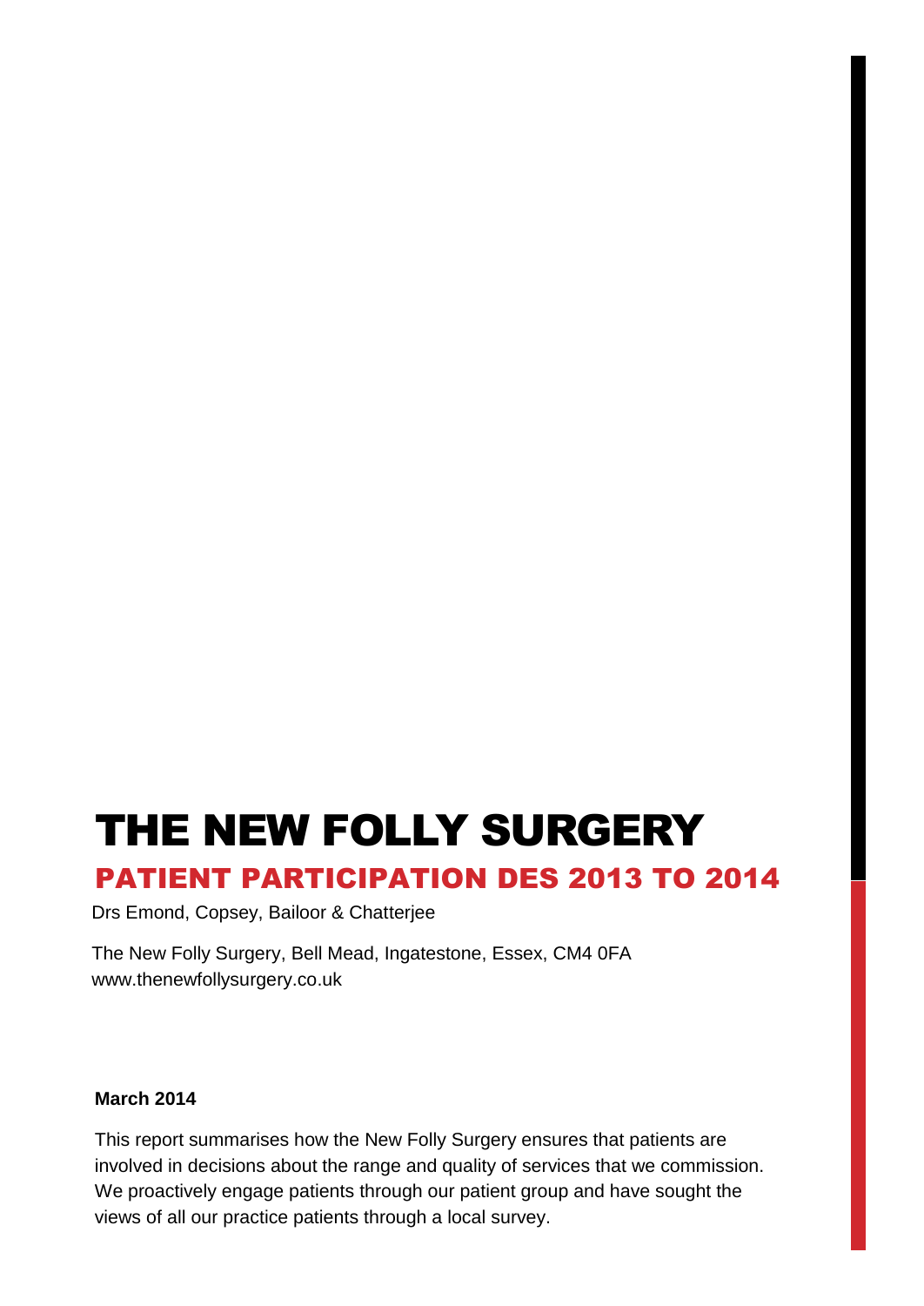# THE NEW FOLLY SURGERY

## PATIENT PARTICIPATION DES 2013 TO 2014

Drs Emond, Copsey, Bailoor & Chatterjee

The New Folly Surgery, Bell Mead, Ingatestone, Essex, CM4 0FA
www.thenewfollysurgery.co.uk

**March 2014**

This report summarises how the New Folly Surgery ensures that patients are involved in decisions about the range and quality of services that we commission. We proactively engage patients through our patient group and have sought the views of all our practice patients through a local survey.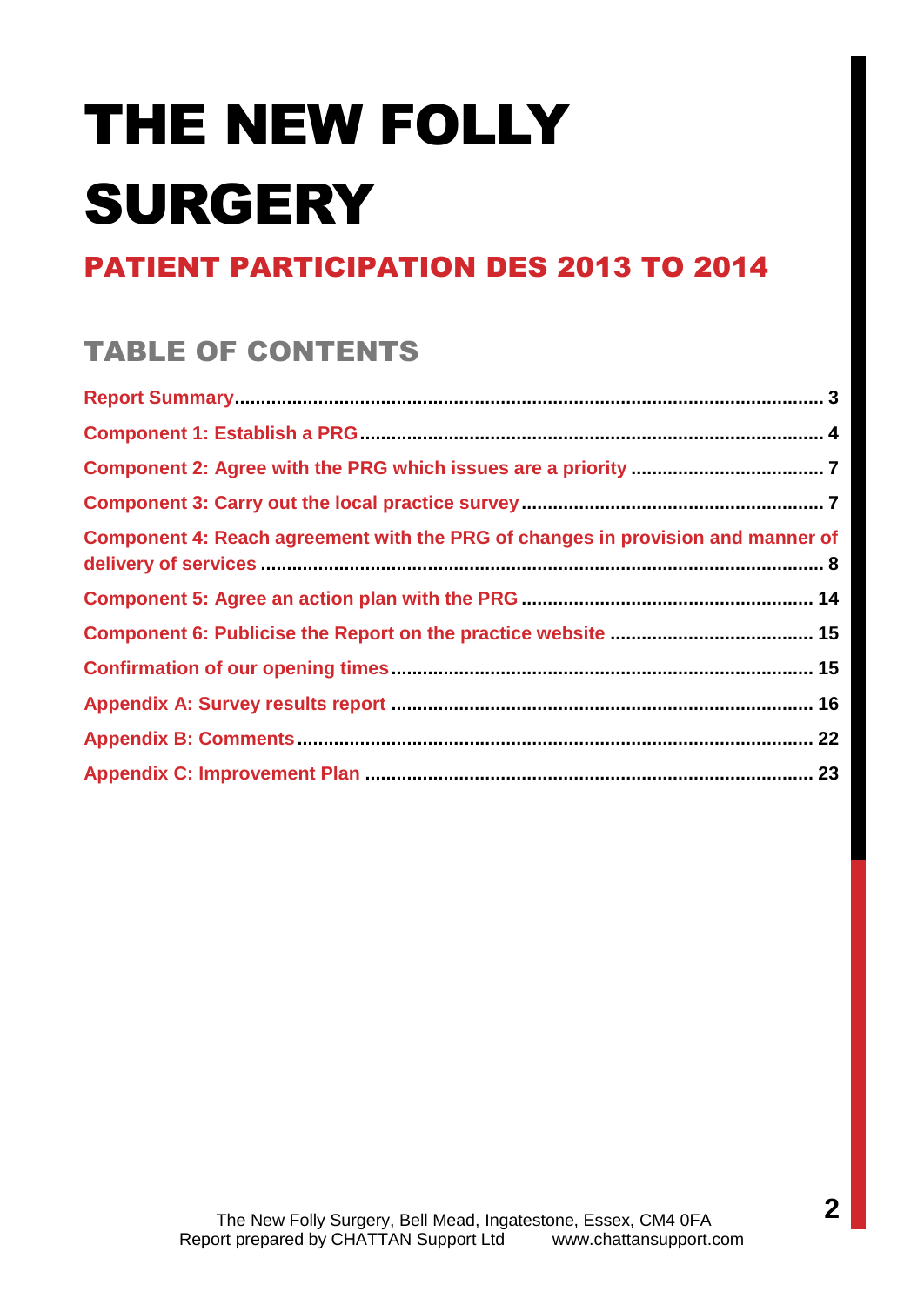# THE NEW FOLLY SURGERY

## PATIENT PARTICIPATION DES 2013 TO 2014

### TABLE OF CONTENTS

Report Summary ........................................................................ 3

Component 1: Establish a PRG ........................................................................ 4

Component 2: Agree with the PRG which issues are a priority ........................................ 7

Component 3: Carry out the local practice survey ........................................................ 7

Component 4: Reach agreement with the PRG of changes in provision and manner of delivery of services ........................................................................ 8

Component 5: Agree an action plan with the PRG ........................................................ 14

Component 6: Publicise the Report on the practice website ........................................ 15

Confirmation of our opening times ........................................................................ 15

Appendix A: Survey results report ........................................................................ 16

Appendix B: Comments ........................................................................ 22

Appendix C: Improvement Plan ........................................................................ 23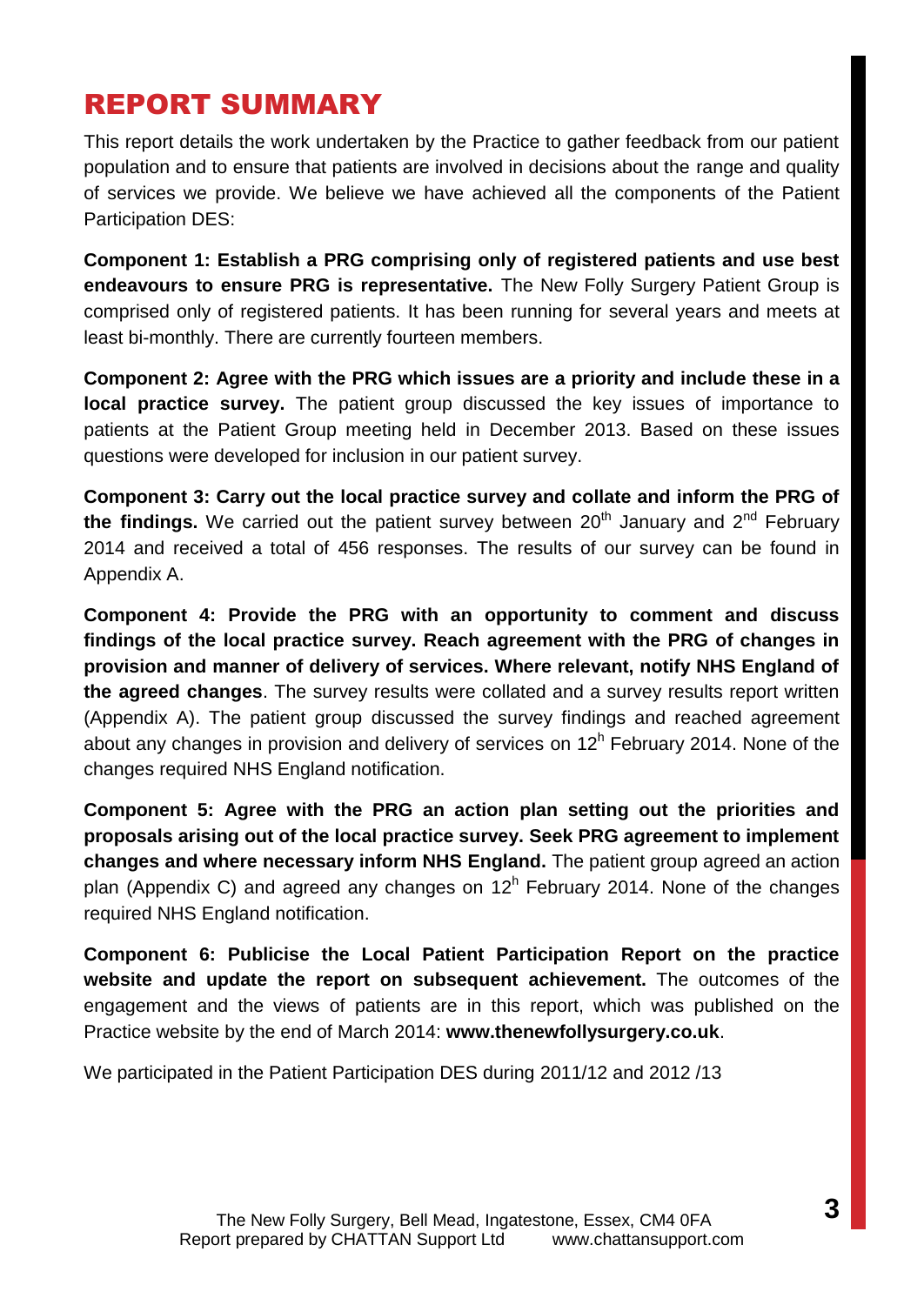# REPORT SUMMARY

This report details the work undertaken by the Practice to gather feedback from our patient population and to ensure that patients are involved in decisions about the range and quality of services we provide. We believe we have achieved all the components of the Patient Participation DES:

**Component 1: Establish a PRG comprising only of registered patients and use best endeavours to ensure PRG is representative.** The New Folly Surgery Patient Group is comprised only of registered patients. It has been running for several years and meets at least bi-monthly. There are currently fourteen members.

**Component 2: Agree with the PRG which issues are a priority and include these in a local practice survey.** The patient group discussed the key issues of importance to patients at the Patient Group meeting held in December 2013. Based on these issues questions were developed for inclusion in our patient survey.

**Component 3: Carry out the local practice survey and collate and inform the PRG of the findings.** We carried out the patient survey between 20th January and 2nd February 2014 and received a total of 456 responses. The results of our survey can be found in Appendix A.

**Component 4: Provide the PRG with an opportunity to comment and discuss findings of the local practice survey. Reach agreement with the PRG of changes in provision and manner of delivery of services. Where relevant, notify NHS England of the agreed changes**. The survey results were collated and a survey results report written (Appendix A). The patient group discussed the survey findings and reached agreement about any changes in provision and delivery of services on 12h February 2014. None of the changes required NHS England notification.

**Component 5: Agree with the PRG an action plan setting out the priorities and proposals arising out of the local practice survey. Seek PRG agreement to implement changes and where necessary inform NHS England.** The patient group agreed an action plan (Appendix C) and agreed any changes on 12h February 2014. None of the changes required NHS England notification.

**Component 6: Publicise the Local Patient Participation Report on the practice website and update the report on subsequent achievement.** The outcomes of the engagement and the views of patients are in this report, which was published on the Practice website by the end of March 2014: **www.thenewfollysurgery.co.uk**.

We participated in the Patient Participation DES during 2011/12 and 2012 /13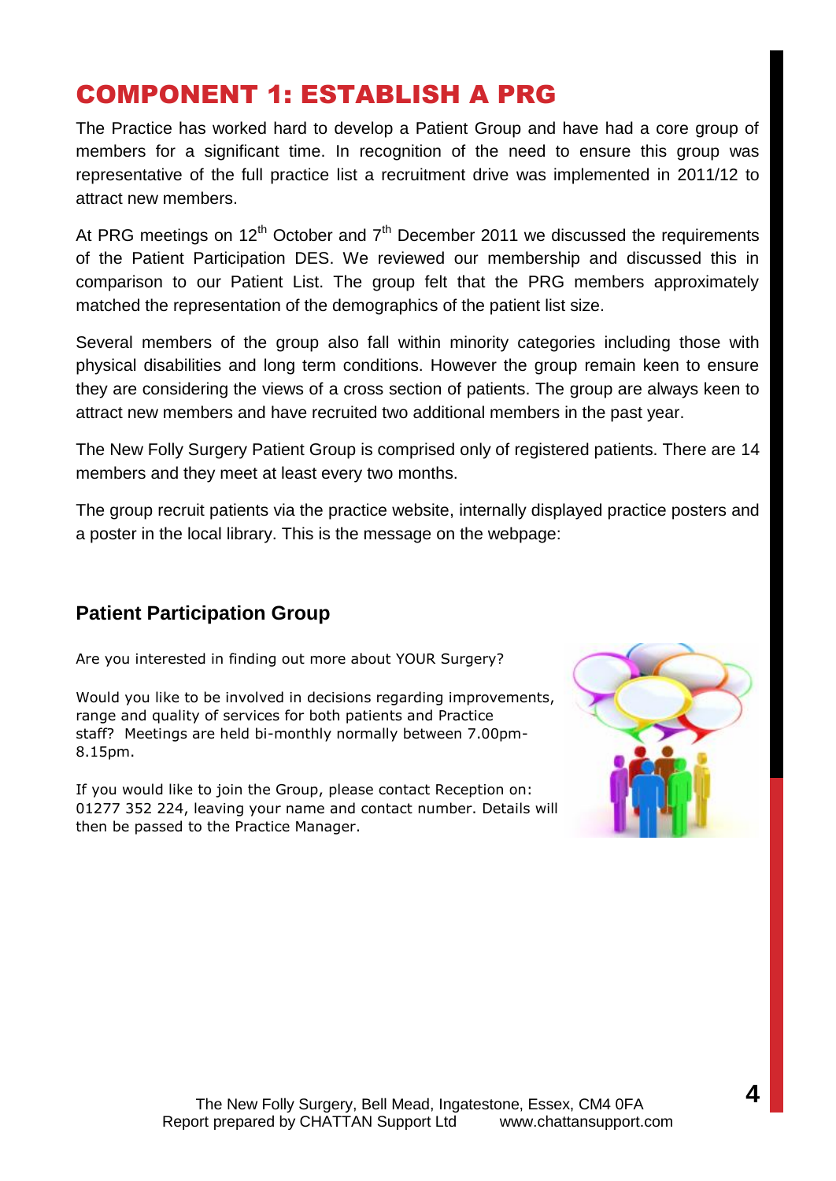# COMPONENT 1: ESTABLISH A PRG

The Practice has worked hard to develop a Patient Group and have had a core group of members for a significant time. In recognition of the need to ensure this group was representative of the full practice list a recruitment drive was implemented in 2011/12 to attract new members.

At PRG meetings on 12th October and 7th December 2011 we discussed the requirements of the Patient Participation DES. We reviewed our membership and discussed this in comparison to our Patient List. The group felt that the PRG members approximately matched the representation of the demographics of the patient list size.

Several members of the group also fall within minority categories including those with physical disabilities and long term conditions. However the group remain keen to ensure they are considering the views of a cross section of patients. The group are always keen to attract new members and have recruited two additional members in the past year.

The New Folly Surgery Patient Group is comprised only of registered patients. There are 14 members and they meet at least every two months.

The group recruit patients via the practice website, internally displayed practice posters and a poster in the local library. This is the message on the webpage:

### Patient Participation Group

Are you interested in finding out more about YOUR Surgery?

Would you like to be involved in decisions regarding improvements, range and quality of services for both patients and Practice staff? Meetings are held bi-monthly normally between 7.00pm-8.15pm.

If you would like to join the Group, please contact Reception on: 01277 352 224, leaving your name and contact number. Details will then be passed to the Practice Manager.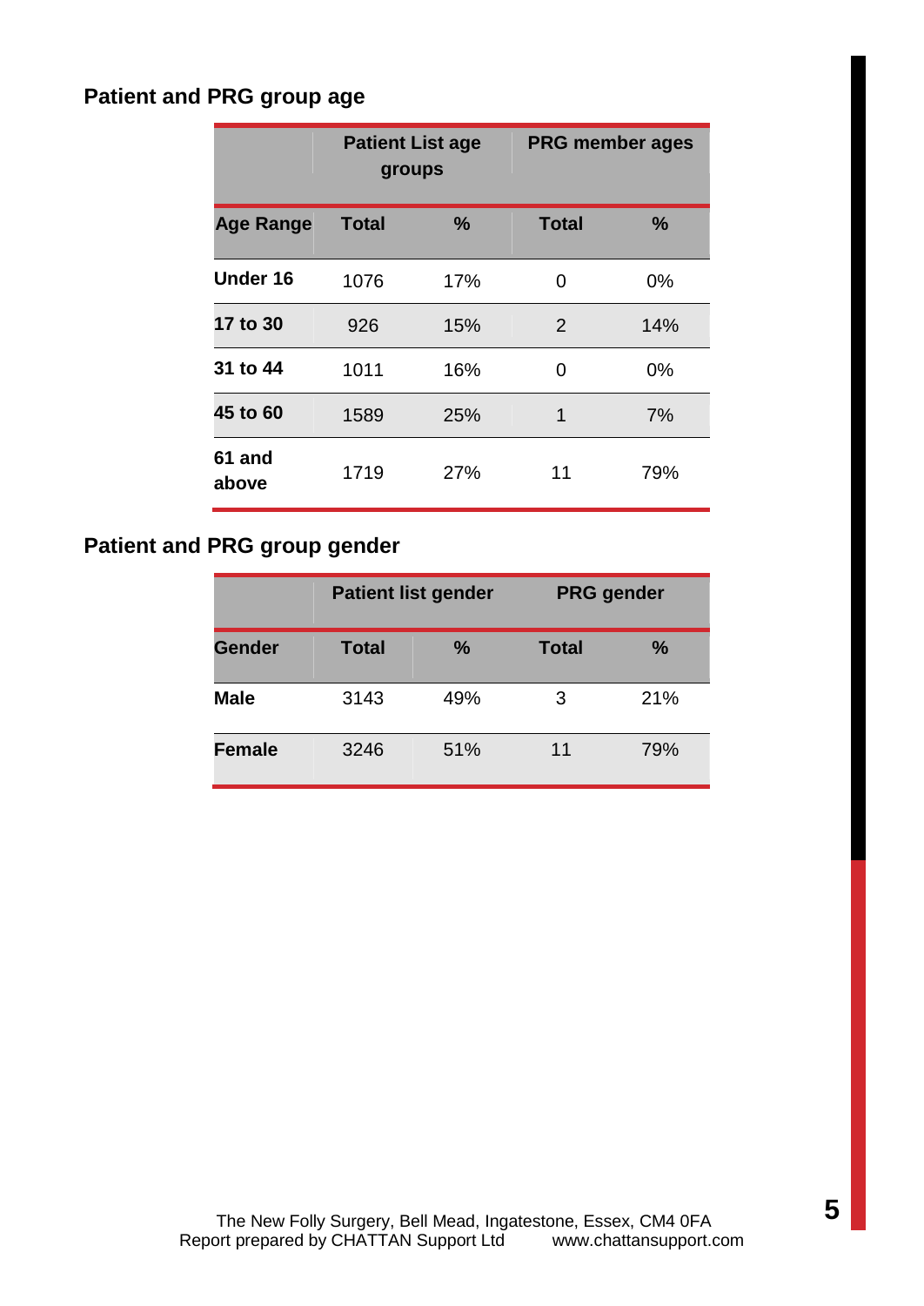### Patient and PRG group age

| | Patient List age groups | | PRG member ages | |
|---|---|---|---|---|
| **Age Range** | **Total** | **%** | **Total** | **%** |
| **Under 16** | 1076 | 17% | 0 | 0% |
| **17 to 30** | 926 | 15% | 2 | 14% |
| **31 to 44** | 1011 | 16% | 0 | 0% |
| **45 to 60** | 1589 | 25% | 1 | 7% |
| **61 and above** | 1719 | 27% | 11 | 79% |

### Patient and PRG group gender

| | Patient list gender | | PRG gender | |
|---|---|---|---|---|
| **Gender** | **Total** | **%** | **Total** | **%** |
| **Male** | 3143 | 49% | 3 | 21% |
| **Female** | 3246 | 51% | 11 | 79% |

The New Folly Surgery, Bell Mead, Ingatestone, Essex, CM4 0FA
Report prepared by CHATTAN Support Ltd www.chattansupport.com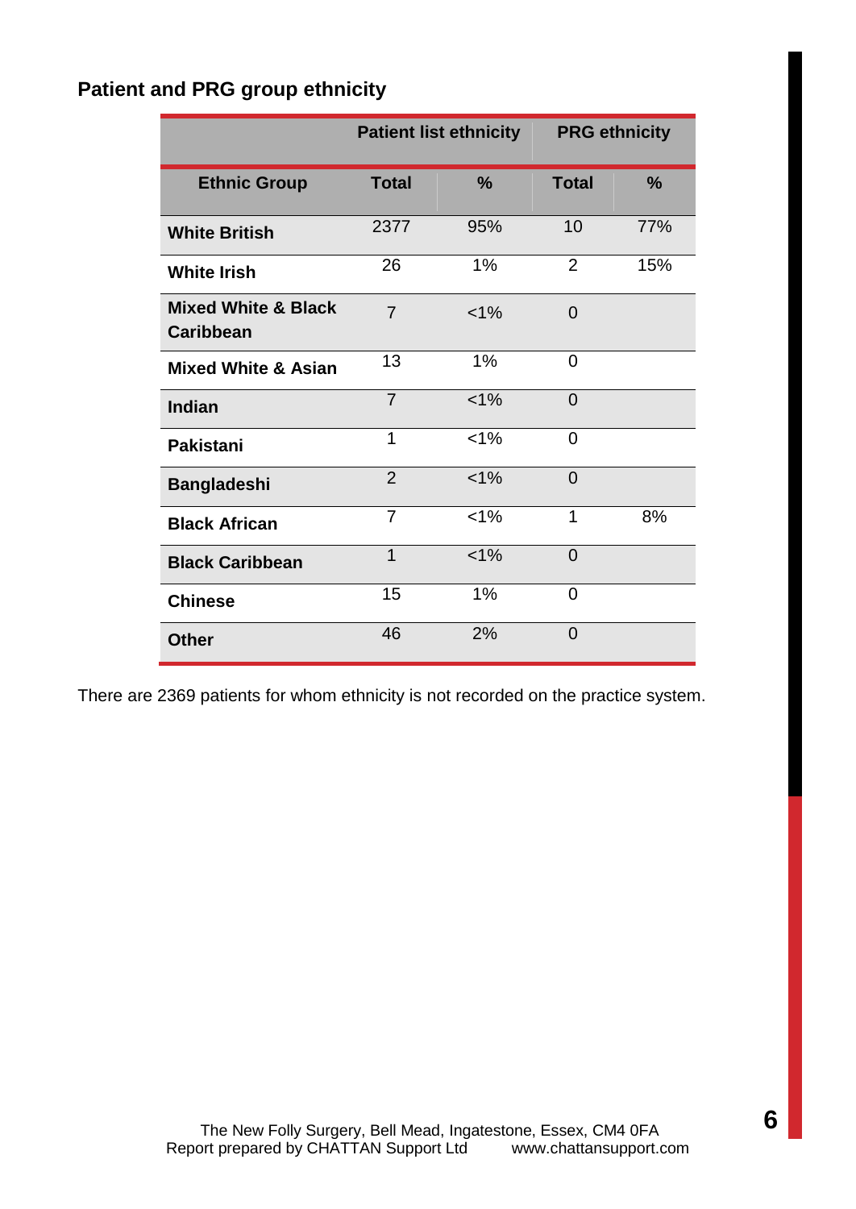## Patient and PRG group ethnicity

| | Patient list ethnicity | | PRG ethnicity | |
|---|---|---|---|---|
| **Ethnic Group** | **Total** | **%** | **Total** | **%** |
| **White British** | 2377 | 95% | 10 | 77% |
| **White Irish** | 26 | 1% | 2 | 15% |
| **Mixed White & Black Caribbean** | 7 | <1% | 0 | |
| **Mixed White & Asian** | 13 | 1% | 0 | |
| **Indian** | 7 | <1% | 0 | |
| **Pakistani** | 1 | <1% | 0 | |
| **Bangladeshi** | 2 | <1% | 0 | |
| **Black African** | 7 | <1% | 1 | 8% |
| **Black Caribbean** | 1 | <1% | 0 | |
| **Chinese** | 15 | 1% | 0 | |
| **Other** | 46 | 2% | 0 | |

There are 2369 patients for whom ethnicity is not recorded on the practice system.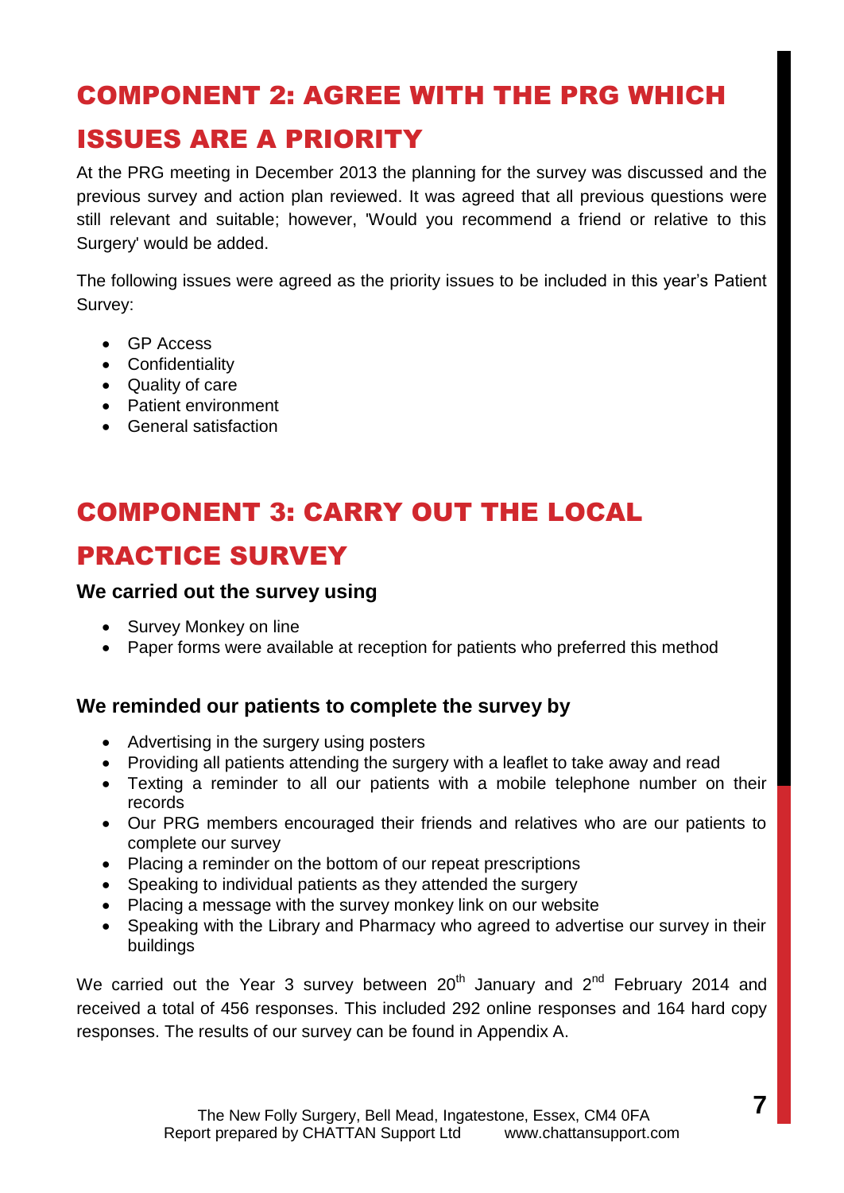## COMPONENT 2: AGREE WITH THE PRG WHICH ISSUES ARE A PRIORITY

At the PRG meeting in December 2013 the planning for the survey was discussed and the previous survey and action plan reviewed. It was agreed that all previous questions were still relevant and suitable; however, 'Would you recommend a friend or relative to this Surgery' would be added.

The following issues were agreed as the priority issues to be included in this year's Patient Survey:

- GP Access
- Confidentiality
- Quality of care
- Patient environment
- General satisfaction

## COMPONENT 3: CARRY OUT THE LOCAL PRACTICE SURVEY

### We carried out the survey using

- Survey Monkey on line
- Paper forms were available at reception for patients who preferred this method

### We reminded our patients to complete the survey by

- Advertising in the surgery using posters
- Providing all patients attending the surgery with a leaflet to take away and read
- Texting a reminder to all our patients with a mobile telephone number on their records
- Our PRG members encouraged their friends and relatives who are our patients to complete our survey
- Placing a reminder on the bottom of our repeat prescriptions
- Speaking to individual patients as they attended the surgery
- Placing a message with the survey monkey link on our website
- Speaking with the Library and Pharmacy who agreed to advertise our survey in their buildings

We carried out the Year 3 survey between 20th January and 2nd February 2014 and received a total of 456 responses. This included 292 online responses and 164 hard copy responses. The results of our survey can be found in Appendix A.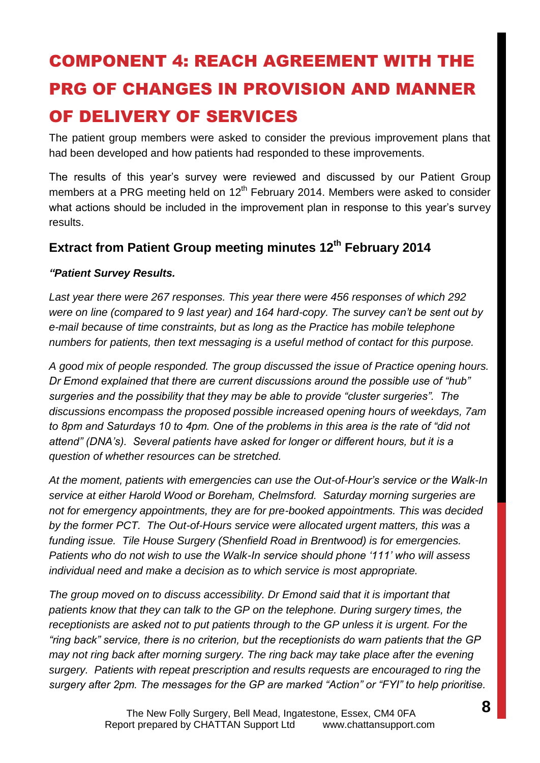# COMPONENT 4: REACH AGREEMENT WITH THE PRG OF CHANGES IN PROVISION AND MANNER OF DELIVERY OF SERVICES

The patient group members were asked to consider the previous improvement plans that had been developed and how patients had responded to these improvements.

The results of this year's survey were reviewed and discussed by our Patient Group members at a PRG meeting held on 12th February 2014. Members were asked to consider what actions should be included in the improvement plan in response to this year's survey results.

### Extract from Patient Group meeting minutes 12th February 2014

***"Patient Survey Results.***

*Last year there were 267 responses. This year there were 456 responses of which 292 were on line (compared to 9 last year) and 164 hard-copy. The survey can't be sent out by e-mail because of time constraints, but as long as the Practice has mobile telephone numbers for patients, then text messaging is a useful method of contact for this purpose.*

*A good mix of people responded. The group discussed the issue of Practice opening hours. Dr Emond explained that there are current discussions around the possible use of "hub" surgeries and the possibility that they may be able to provide "cluster surgeries". The discussions encompass the proposed possible increased opening hours of weekdays, 7am to 8pm and Saturdays 10 to 4pm. One of the problems in this area is the rate of "did not attend" (DNA's). Several patients have asked for longer or different hours, but it is a question of whether resources can be stretched.*

*At the moment, patients with emergencies can use the Out-of-Hour's service or the Walk-In service at either Harold Wood or Boreham, Chelmsford. Saturday morning surgeries are not for emergency appointments, they are for pre-booked appointments. This was decided by the former PCT. The Out-of-Hours service were allocated urgent matters, this was a funding issue. Tile House Surgery (Shenfield Road in Brentwood) is for emergencies. Patients who do not wish to use the Walk-In service should phone '111' who will assess individual need and make a decision as to which service is most appropriate.*

*The group moved on to discuss accessibility. Dr Emond said that it is important that patients know that they can talk to the GP on the telephone. During surgery times, the receptionists are asked not to put patients through to the GP unless it is urgent. For the "ring back" service, there is no criterion, but the receptionists do warn patients that the GP may not ring back after morning surgery. The ring back may take place after the evening surgery. Patients with repeat prescription and results requests are encouraged to ring the surgery after 2pm. The messages for the GP are marked "Action" or "FYI" to help prioritise.*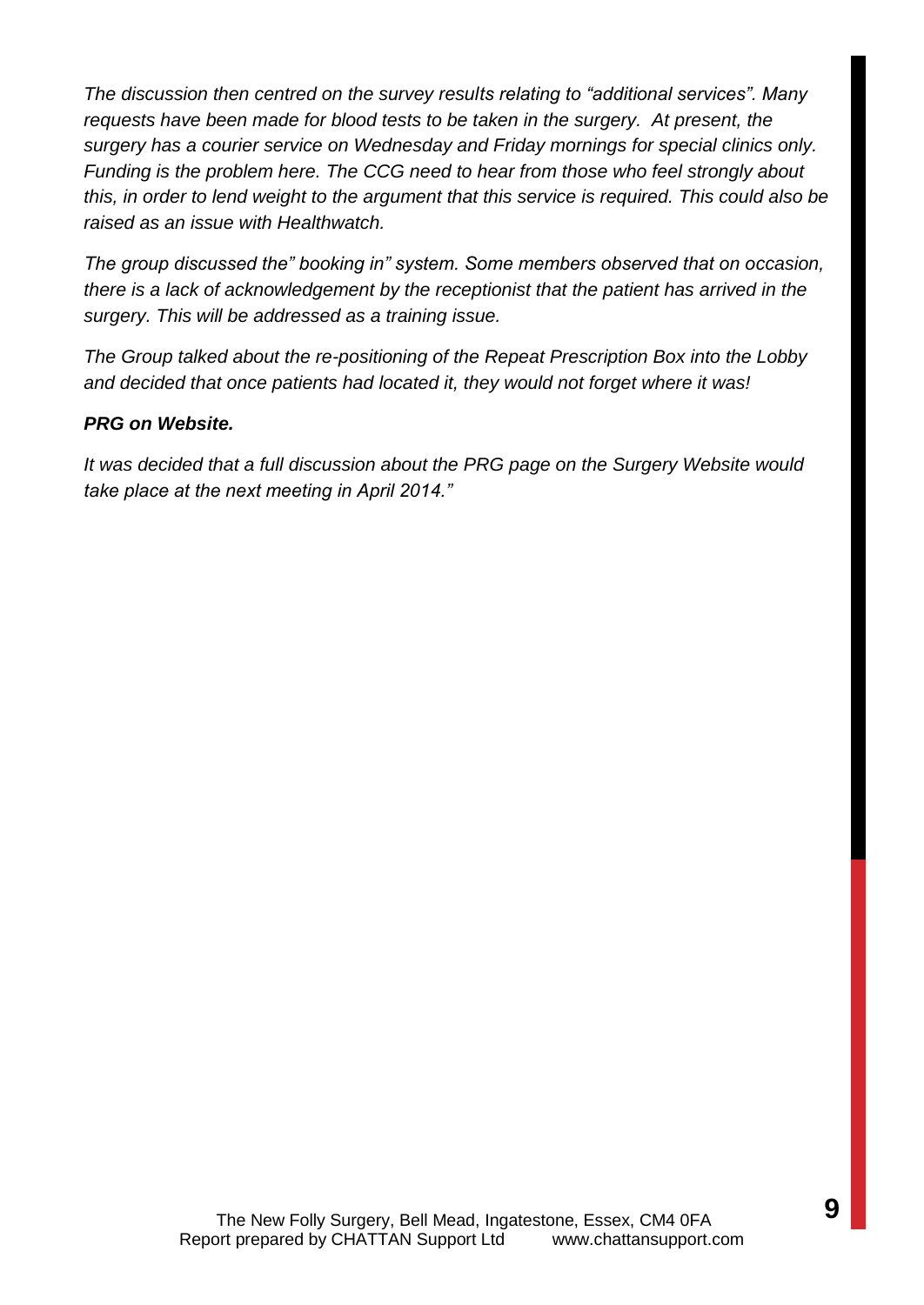*The discussion then centred on the survey results relating to "additional services". Many requests have been made for blood tests to be taken in the surgery. At present, the surgery has a courier service on Wednesday and Friday mornings for special clinics only. Funding is the problem here. The CCG need to hear from those who feel strongly about this, in order to lend weight to the argument that this service is required. This could also be raised as an issue with Healthwatch.*

*The group discussed the" booking in" system. Some members observed that on occasion, there is a lack of acknowledgement by the receptionist that the patient has arrived in the surgery. This will be addressed as a training issue.*

*The Group talked about the re-positioning of the Repeat Prescription Box into the Lobby and decided that once patients had located it, they would not forget where it was!*

***PRG on Website.***

*It was decided that a full discussion about the PRG page on the Surgery Website would take place at the next meeting in April 2014."*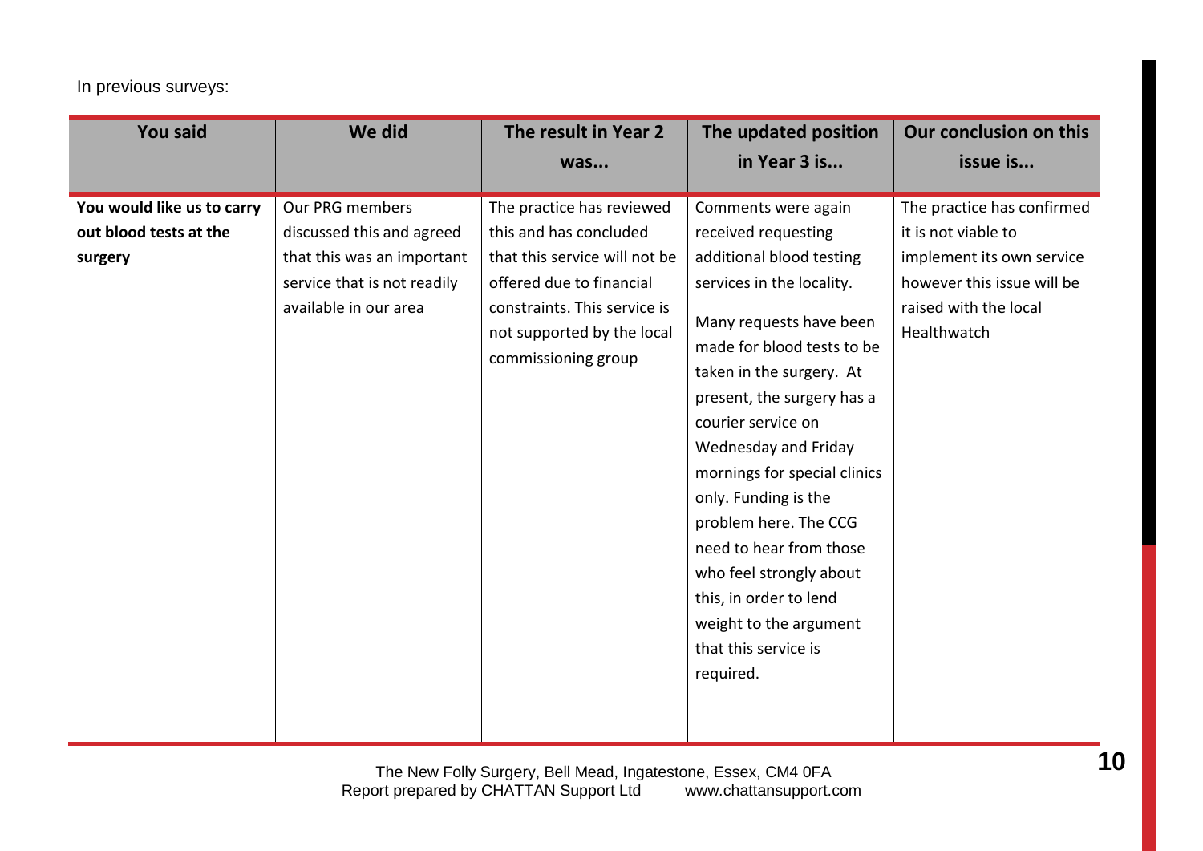In previous surveys:

| You said | We did | The result in Year 2 was... | The updated position in Year 3 is... | Our conclusion on this issue is... |
|---|---|---|---|---|
| **You would like us to carry out blood tests at the surgery** | Our PRG members discussed this and agreed that this was an important service that is not readily available in our area | The practice has reviewed this and has concluded that this service will not be offered due to financial constraints. This service is not supported by the local commissioning group | Comments were again received requesting additional blood testing services in the locality. Many requests have been made for blood tests to be taken in the surgery. At present, the surgery has a courier service on Wednesday and Friday mornings for special clinics only. Funding is the problem here. The CCG need to hear from those who feel strongly about this, in order to lend weight to the argument that this service is required. | The practice has confirmed it is not viable to implement its own service however this issue will be raised with the local Healthwatch |

The New Folly Surgery, Bell Mead, Ingatestone, Essex, CM4 0FA
Report prepared by CHATTAN Support Ltd www.chattansupport.com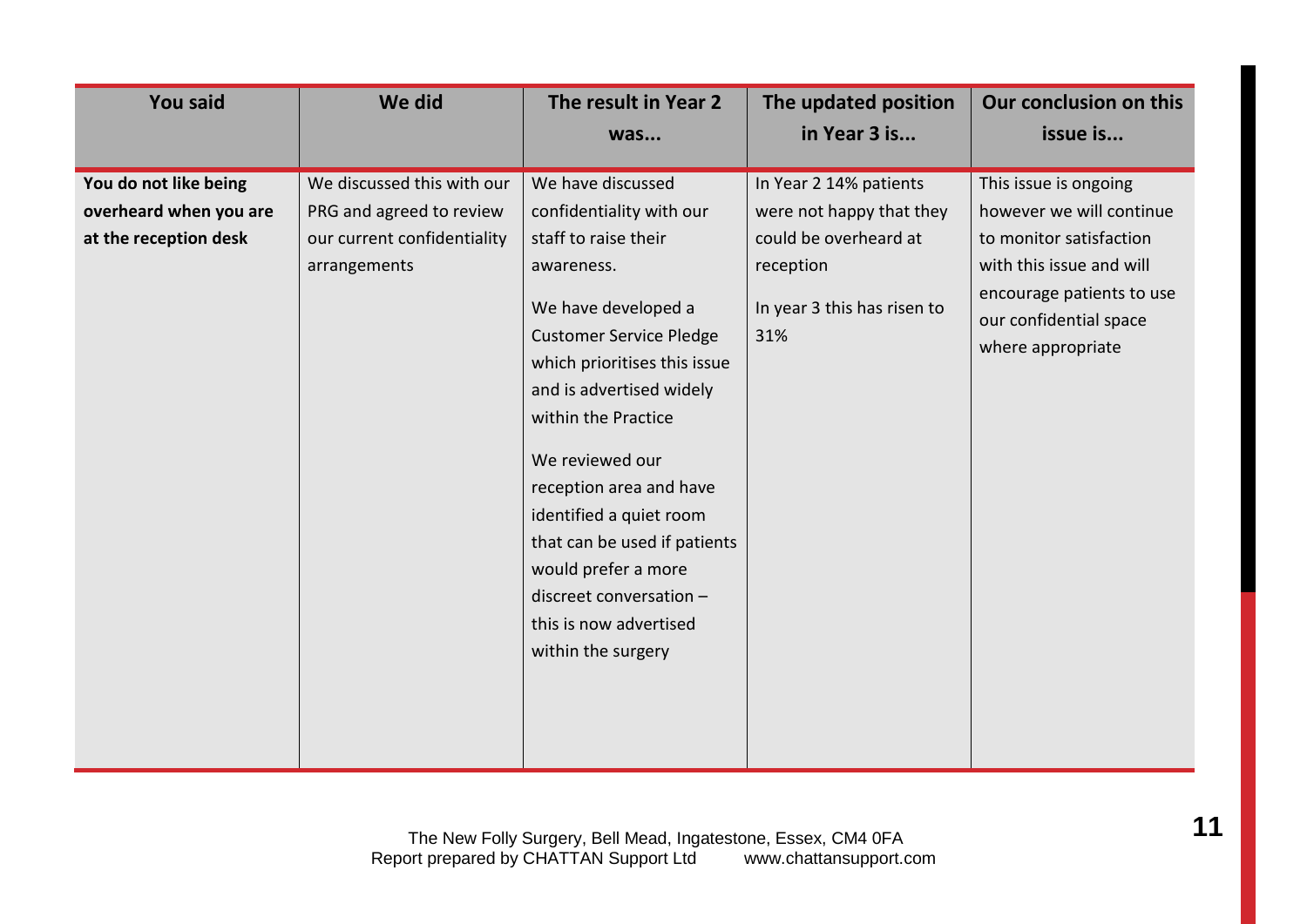| You said | We did | The result in Year 2 was... | The updated position in Year 3 is... | Our conclusion on this issue is... |
| --- | --- | --- | --- | --- |
| **You do not like being overheard when you are at the reception desk** | We discussed this with our PRG and agreed to review our current confidentiality arrangements | We have discussed confidentiality with our staff to raise their awareness.<br><br>We have developed a Customer Service Pledge which prioritises this issue and is advertised widely within the Practice<br><br>We reviewed our reception area and have identified a quiet room that can be used if patients would prefer a more discreet conversation – this is now advertised within the surgery | In Year 2 14% patients were not happy that they could be overheard at reception<br><br>In year 3 this has risen to 31% | This issue is ongoing however we will continue to monitor satisfaction with this issue and will encourage patients to use our confidential space where appropriate |

The New Folly Surgery, Bell Mead, Ingatestone, Essex, CM4 0FA
Report prepared by CHATTAN Support Ltd www.chattansupport.com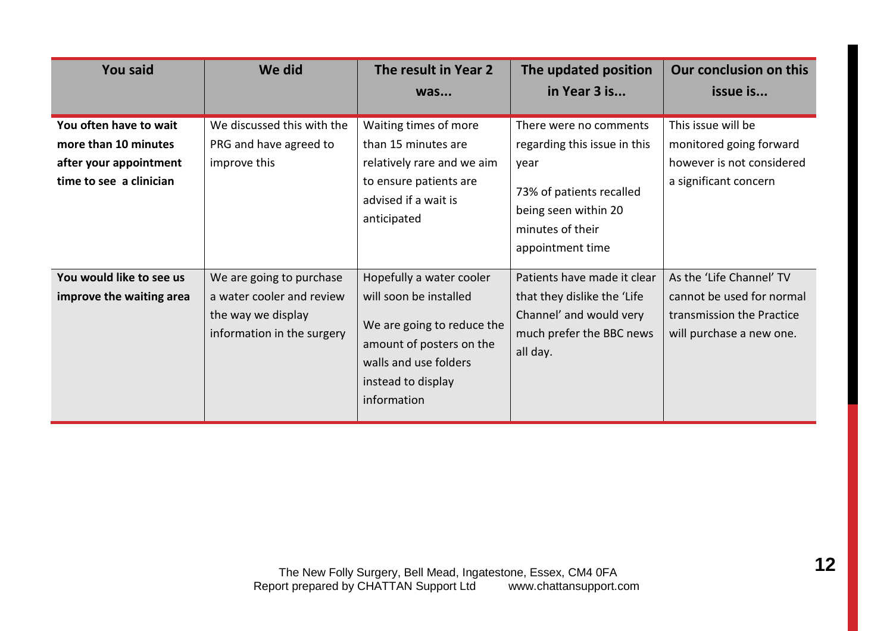| You said | We did | The result in Year 2 was... | The updated position in Year 3 is... | Our conclusion on this issue is... |
|---|---|---|---|---|
| **You often have to wait more than 10 minutes after your appointment time to see a clinician** | We discussed this with the PRG and have agreed to improve this | Waiting times of more than 15 minutes are relatively rare and we aim to ensure patients are advised if a wait is anticipated | There were no comments regarding this issue in this year<br><br>73% of patients recalled being seen within 20 minutes of their appointment time | This issue will be monitored going forward however is not considered a significant concern |
| **You would like to see us improve the waiting area** | We are going to purchase a water cooler and review the way we display information in the surgery | Hopefully a water cooler will soon be installed<br><br>We are going to reduce the amount of posters on the walls and use folders instead to display information | Patients have made it clear that they dislike the 'Life Channel' and would very much prefer the BBC news all day. | As the 'Life Channel' TV cannot be used for normal transmission the Practice will purchase a new one. |

The New Folly Surgery, Bell Mead, Ingatestone, Essex, CM4 0FA
Report prepared by CHATTAN Support Ltd www.chattansupport.com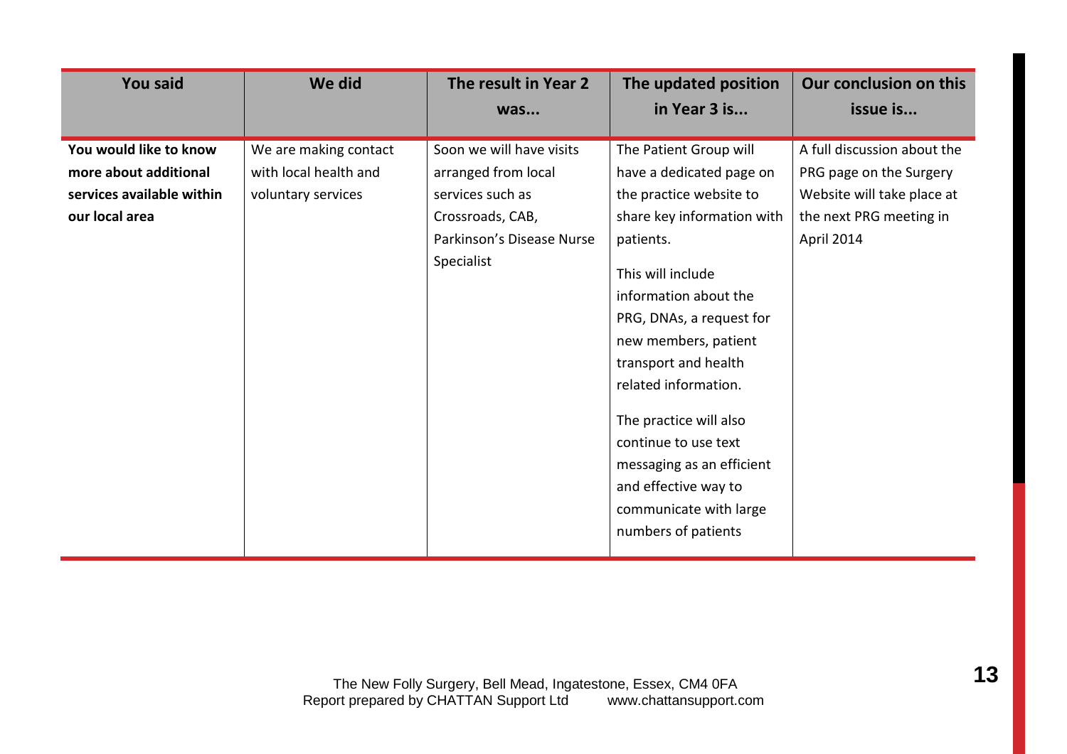| You said | We did | The result in Year 2 was... | The updated position in Year 3 is... | Our conclusion on this issue is... |
|---|---|---|---|---|
| **You would like to know more about additional services available within our local area** | We are making contact with local health and voluntary services | Soon we will have visits arranged from local services such as Crossroads, CAB, Parkinson's Disease Nurse Specialist | The Patient Group will have a dedicated page on the practice website to share key information with patients.<br><br>This will include information about the PRG, DNAs, a request for new members, patient transport and health related information.<br><br>The practice will also continue to use text messaging as an efficient and effective way to communicate with large numbers of patients | A full discussion about the PRG page on the Surgery Website will take place at the next PRG meeting in April 2014 |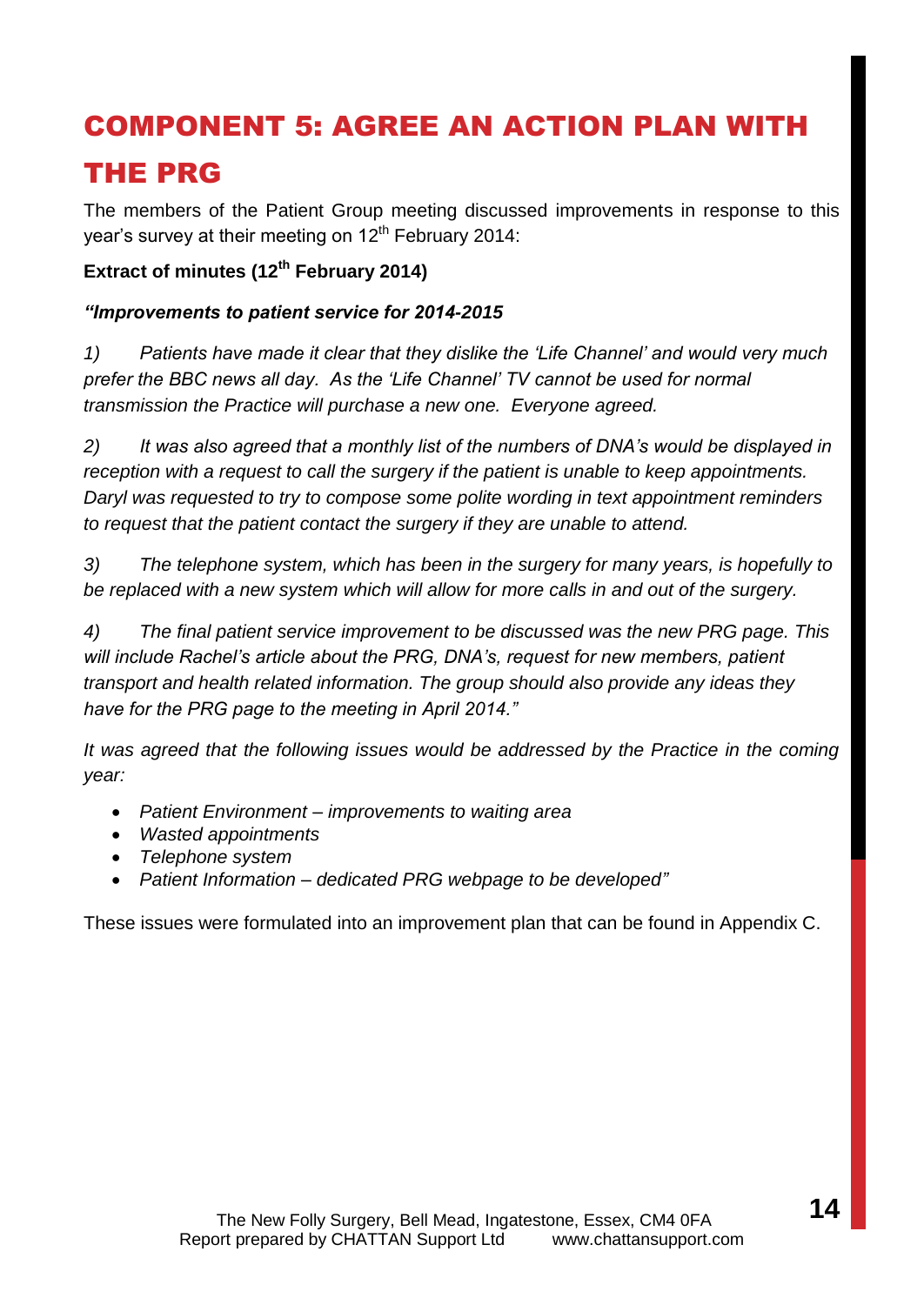# COMPONENT 5: AGREE AN ACTION PLAN WITH THE PRG

The members of the Patient Group meeting discussed improvements in response to this year's survey at their meeting on 12th February 2014:

**Extract of minutes (12th February 2014)**

***"Improvements to patient service for 2014-2015***

*1) Patients have made it clear that they dislike the 'Life Channel' and would very much prefer the BBC news all day. As the 'Life Channel' TV cannot be used for normal transmission the Practice will purchase a new one. Everyone agreed.*

*2) It was also agreed that a monthly list of the numbers of DNA's would be displayed in reception with a request to call the surgery if the patient is unable to keep appointments. Daryl was requested to try to compose some polite wording in text appointment reminders to request that the patient contact the surgery if they are unable to attend.*

*3) The telephone system, which has been in the surgery for many years, is hopefully to be replaced with a new system which will allow for more calls in and out of the surgery.*

*4) The final patient service improvement to be discussed was the new PRG page. This will include Rachel's article about the PRG, DNA's, request for new members, patient transport and health related information. The group should also provide any ideas they have for the PRG page to the meeting in April 2014."*

*It was agreed that the following issues would be addressed by the Practice in the coming year:*

- *Patient Environment – improvements to waiting area*
- *Wasted appointments*
- *Telephone system*
- *Patient Information – dedicated PRG webpage to be developed"*

These issues were formulated into an improvement plan that can be found in Appendix C.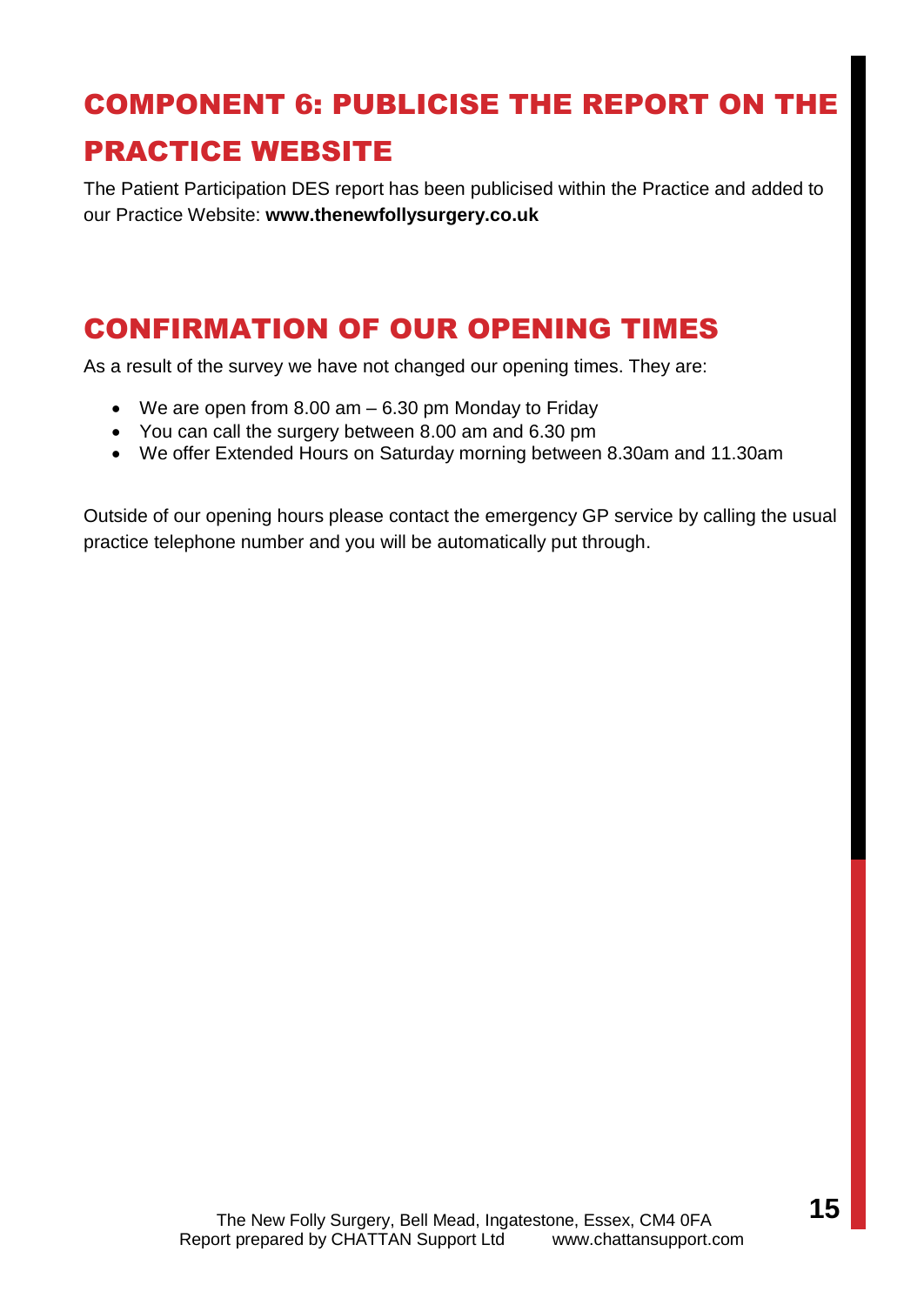## COMPONENT 6: PUBLICISE THE REPORT ON THE PRACTICE WEBSITE

The Patient Participation DES report has been publicised within the Practice and added to our Practice Website: **www.thenewfollysurgery.co.uk**

## CONFIRMATION OF OUR OPENING TIMES

As a result of the survey we have not changed our opening times. They are:

- We are open from 8.00 am – 6.30 pm Monday to Friday
- You can call the surgery between 8.00 am and 6.30 pm
- We offer Extended Hours on Saturday morning between 8.30am and 11.30am

Outside of our opening hours please contact the emergency GP service by calling the usual practice telephone number and you will be automatically put through.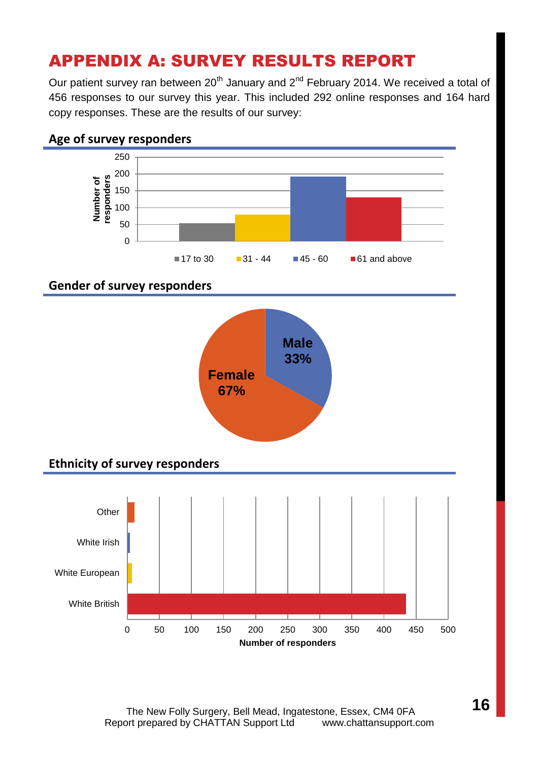# APPENDIX A: SURVEY RESULTS REPORT

Our patient survey ran between 20th January and 2nd February 2014. We received a total of 456 responses to our survey this year. This included 292 online responses and 164 hard copy responses. These are the results of our survey:

## Age of survey responders

## Gender of survey responders

## Ethnicity of survey responders

The New Folly Surgery, Bell Mead, Ingatestone, Essex, CM4 0FA
Report prepared by CHATTAN Support Ltd www.chattansupport.com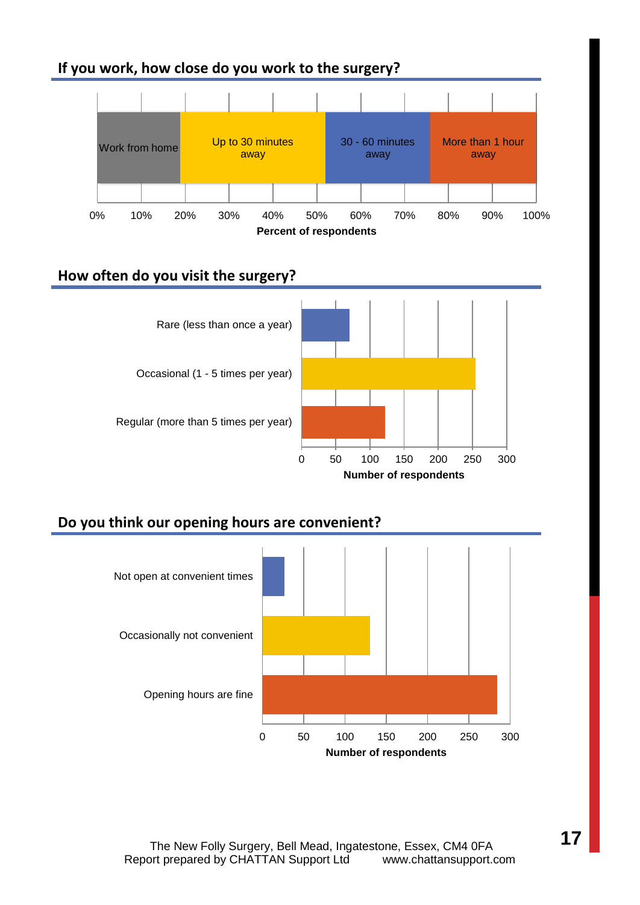## If you work, how close do you work to the surgery?

Work from home | Up to 30 minutes away | 30 - 60 minutes away | More than 1 hour away

0% 10% 20% 30% 40% 50% 60% 70% 80% 90% 100%

**Percent of respondents**

## How often do you visit the surgery?

Rare (less than once a year)

Occasional (1 - 5 times per year)

Regular (more than 5 times per year)

0 50 100 150 200 250 300

**Number of respondents**

## Do you think our opening hours are convenient?

Not open at convenient times

Occasionally not convenient

Opening hours are fine

0 50 100 150 200 250 300

**Number of respondents**

The New Folly Surgery, Bell Mead, Ingatestone, Essex, CM4 0FA
Report prepared by CHATTAN Support Ltd www.chattansupport.com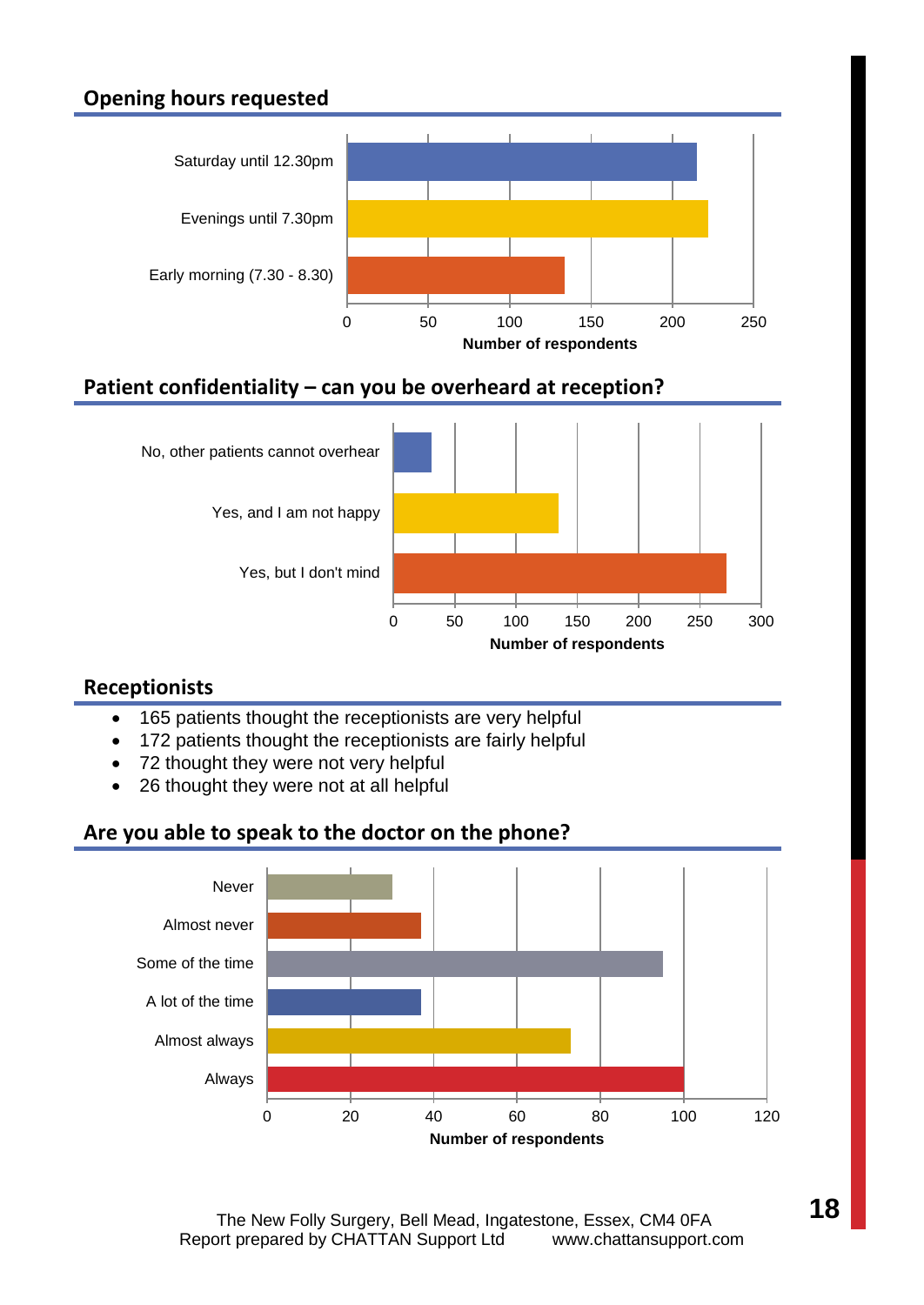## Opening hours requested

Saturday until 12.30pm
Evenings until 7.30pm
Early morning (7.30 - 8.30)

0 50 100 150 200 250

Number of respondents

## Patient confidentiality – can you be overheard at reception?

No, other patients cannot overhear
Yes, and I am not happy
Yes, but I don't mind

0 50 100 150 200 250 300

Number of respondents

## Receptionists

- 165 patients thought the receptionists are very helpful
- 172 patients thought the receptionists are fairly helpful
- 72 thought they were not very helpful
- 26 thought they were not at all helpful

## Are you able to speak to the doctor on the phone?

Never
Almost never
Some of the time
A lot of the time
Almost always
Always

0 20 40 60 80 100 120

Number of respondents

The New Folly Surgery, Bell Mead, Ingatestone, Essex, CM4 0FA
Report prepared by CHATTAN Support Ltd www.chattansupport.com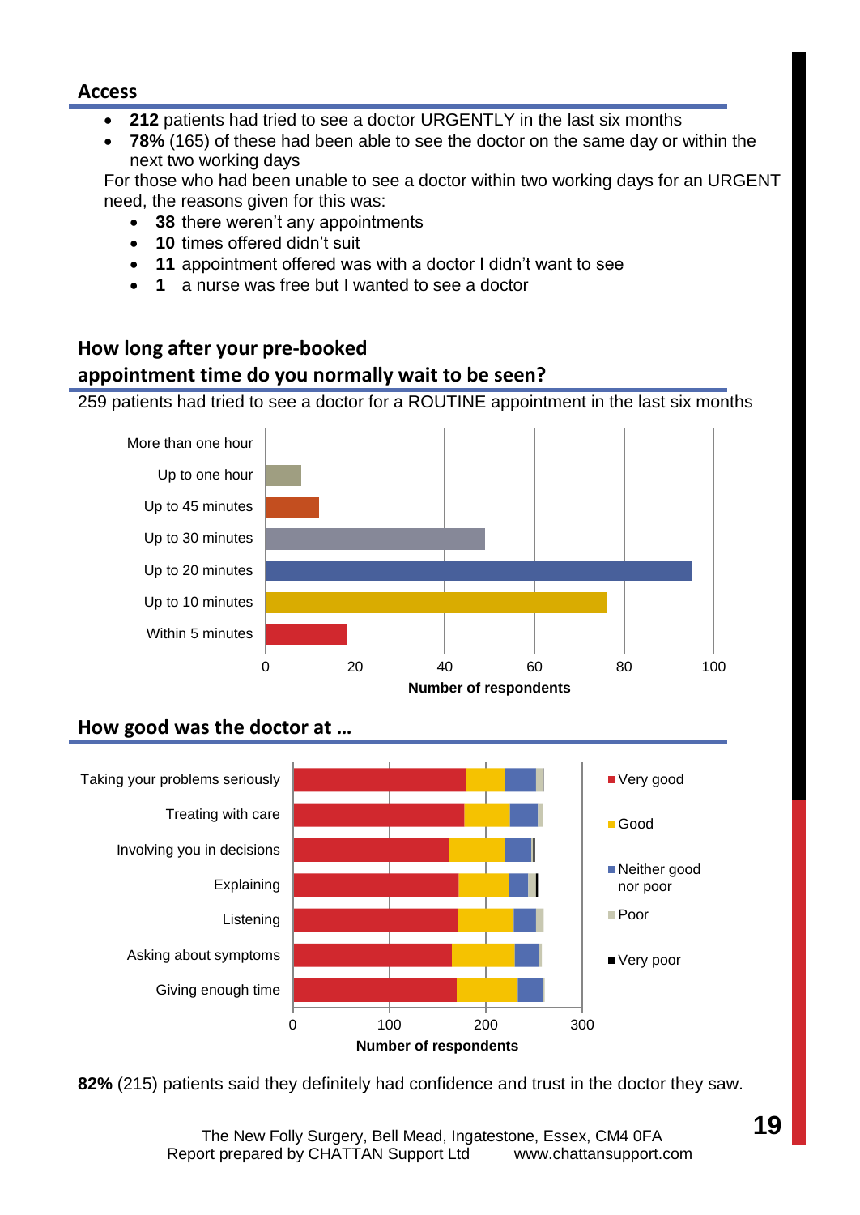## Access

- **212** patients had tried to see a doctor URGENTLY in the last six months
- **78%** (165) of these had been able to see the doctor on the same day or within the next two working days

For those who had been unable to see a doctor within two working days for an URGENT need, the reasons given for this was:

- **38** there weren't any appointments
- **10** times offered didn't suit
- **11** appointment offered was with a doctor I didn't want to see
- **1** a nurse was free but I wanted to see a doctor

## How long after your pre-booked appointment time do you normally wait to be seen?

259 patients had tried to see a doctor for a ROUTINE appointment in the last six months

More than one hour
Up to one hour
Up to 45 minutes
Up to 30 minutes
Up to 20 minutes
Up to 10 minutes
Within 5 minutes

0 20 40 60 80 100

Number of respondents

## How good was the doctor at …

Taking your problems seriously
Treating with care
Involving you in decisions
Explaining
Listening
Asking about symptoms
Giving enough time

0 100 200 300

Number of respondents

Very good
Good
Neither good nor poor
Poor
Very poor

**82%** (215) patients said they definitely had confidence and trust in the doctor they saw.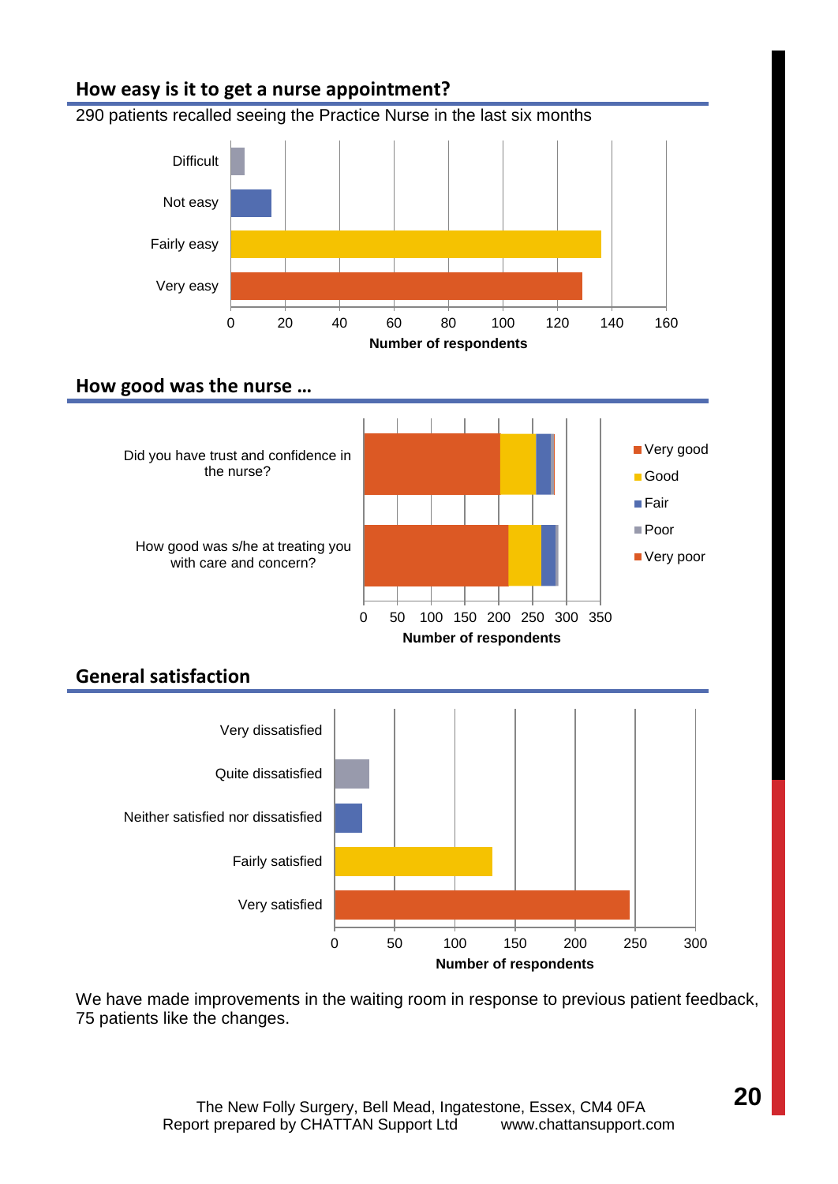## How easy is it to get a nurse appointment?

290 patients recalled seeing the Practice Nurse in the last six months

Difficult

Not easy

Fairly easy

Very easy

0 20 40 60 80 100 120 140 160

**Number of respondents**

## How good was the nurse …

Did you have trust and confidence in the nurse?

How good was s/he at treating you with care and concern?

0 50 100 150 200 250 300 350

**Number of respondents**

Very good
Good
Fair
Poor
Very poor

## General satisfaction

Very dissatisfied

Quite dissatisfied

Neither satisfied nor dissatisfied

Fairly satisfied

Very satisfied

0 50 100 150 200 250 300

**Number of respondents**

We have made improvements in the waiting room in response to previous patient feedback, 75 patients like the changes.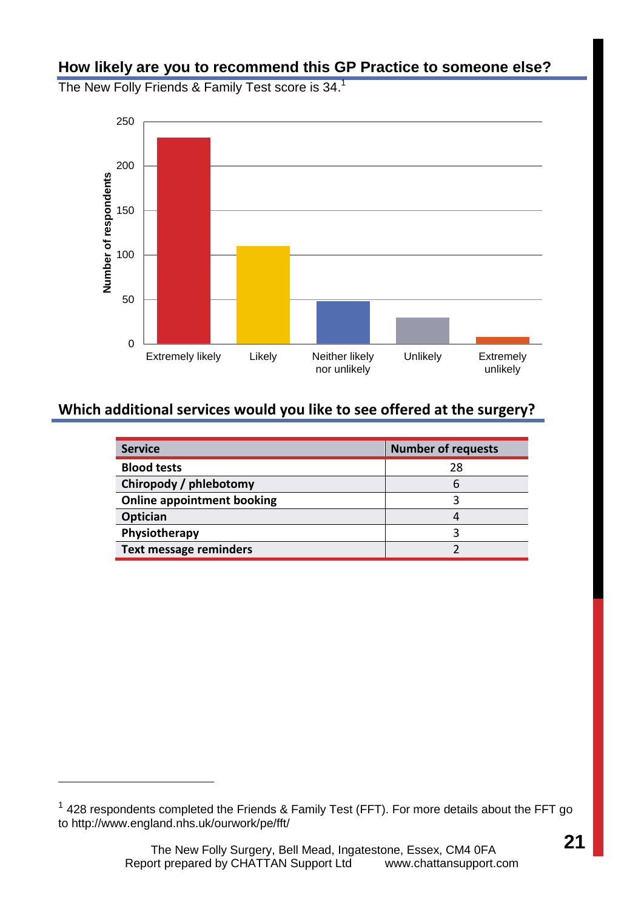## How likely are you to recommend this GP Practice to someone else?

The New Folly Friends & Family Test score is 34.[1]

## Which additional services would you like to see offered at the surgery?

| Service | Number of requests |
|---|---|
| **Blood tests** | 28 |
| **Chiropody / phlebotomy** | 6 |
| **Online appointment booking** | 3 |
| **Optician** | 4 |
| **Physiotherapy** | 3 |
| **Text message reminders** | 2 |

[1] 428 respondents completed the Friends & Family Test (FFT). For more details about the FFT go to http://www.england.nhs.uk/ourwork/pe/fft/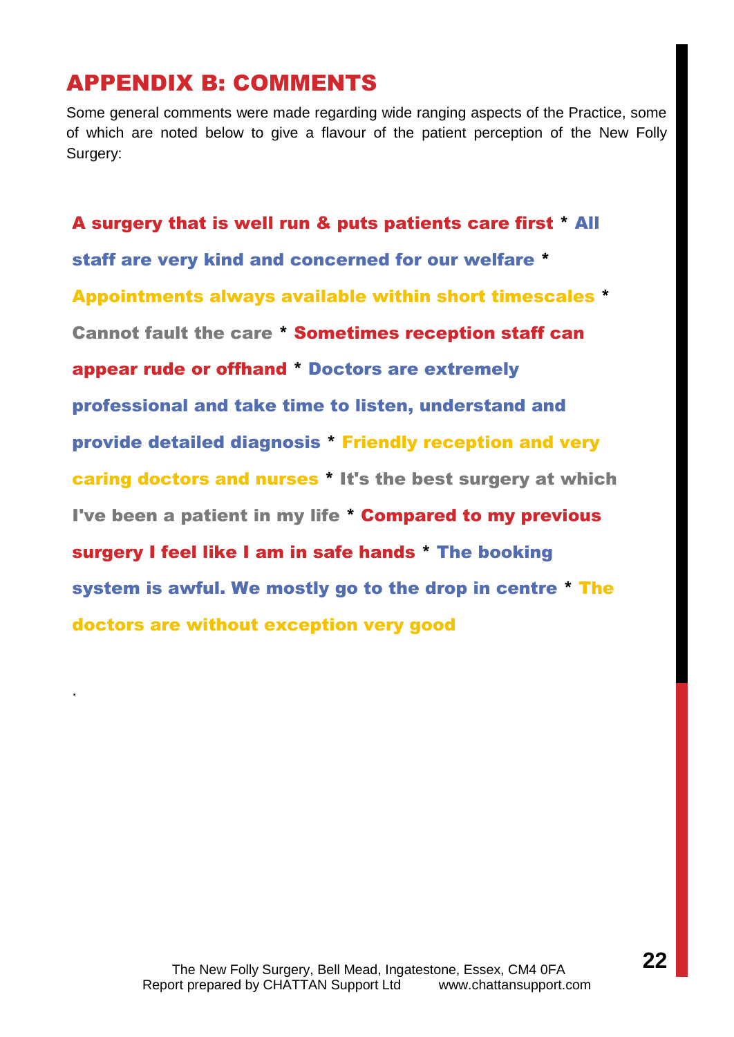## APPENDIX B: COMMENTS

Some general comments were made regarding wide ranging aspects of the Practice, some of which are noted below to give a flavour of the patient perception of the New Folly Surgery:

**A surgery that is well run & puts patients care first * All staff are very kind and concerned for our welfare * Appointments always available within short timescales * Cannot fault the care * Sometimes reception staff can appear rude or offhand * Doctors are extremely professional and take time to listen, understand and provide detailed diagnosis * Friendly reception and very caring doctors and nurses * It's the best surgery at which I've been a patient in my life * Compared to my previous surgery I feel like I am in safe hands * The booking system is awful. We mostly go to the drop in centre * The doctors are without exception very good**

.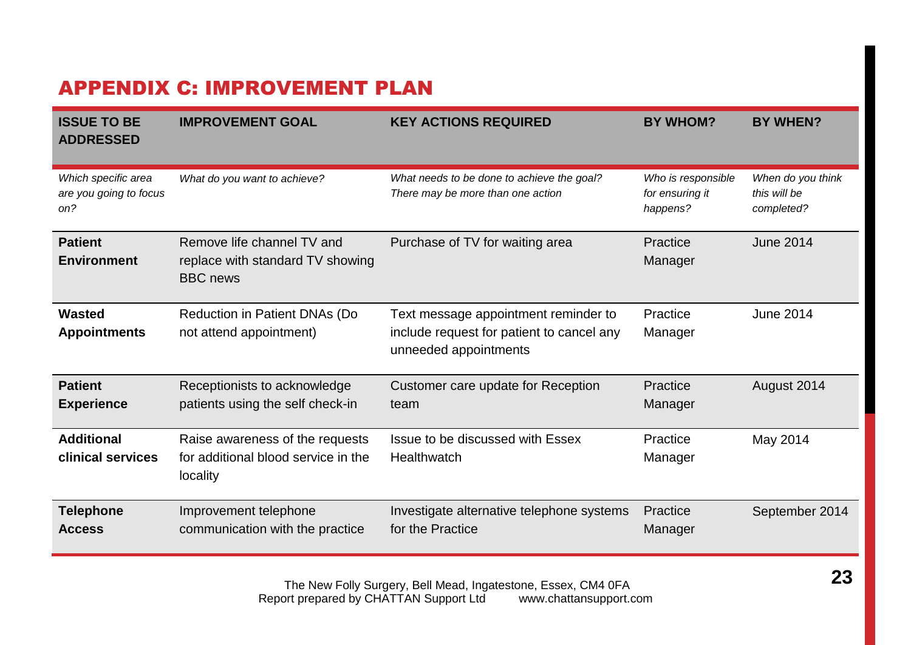# APPENDIX C: IMPROVEMENT PLAN

| ISSUE TO BE ADDRESSED | IMPROVEMENT GOAL | KEY ACTIONS REQUIRED | BY WHOM? | BY WHEN? |
|---|---|---|---|---|
| *Which specific area are you going to focus on?* | *What do you want to achieve?* | *What needs to be done to achieve the goal? There may be more than one action* | *Who is responsible for ensuring it happens?* | *When do you think this will be completed?* |
| **Patient Environment** | Remove life channel TV and replace with standard TV showing BBC news | Purchase of TV for waiting area | Practice Manager | June 2014 |
| **Wasted Appointments** | Reduction in Patient DNAs (Do not attend appointment) | Text message appointment reminder to include request for patient to cancel any unneeded appointments | Practice Manager | June 2014 |
| **Patient Experience** | Receptionists to acknowledge patients using the self check-in | Customer care update for Reception team | Practice Manager | August 2014 |
| **Additional clinical services** | Raise awareness of the requests for additional blood service in the locality | Issue to be discussed with Essex Healthwatch | Practice Manager | May 2014 |
| **Telephone Access** | Improvement telephone communication with the practice | Investigate alternative telephone systems for the Practice | Practice Manager | September 2014 |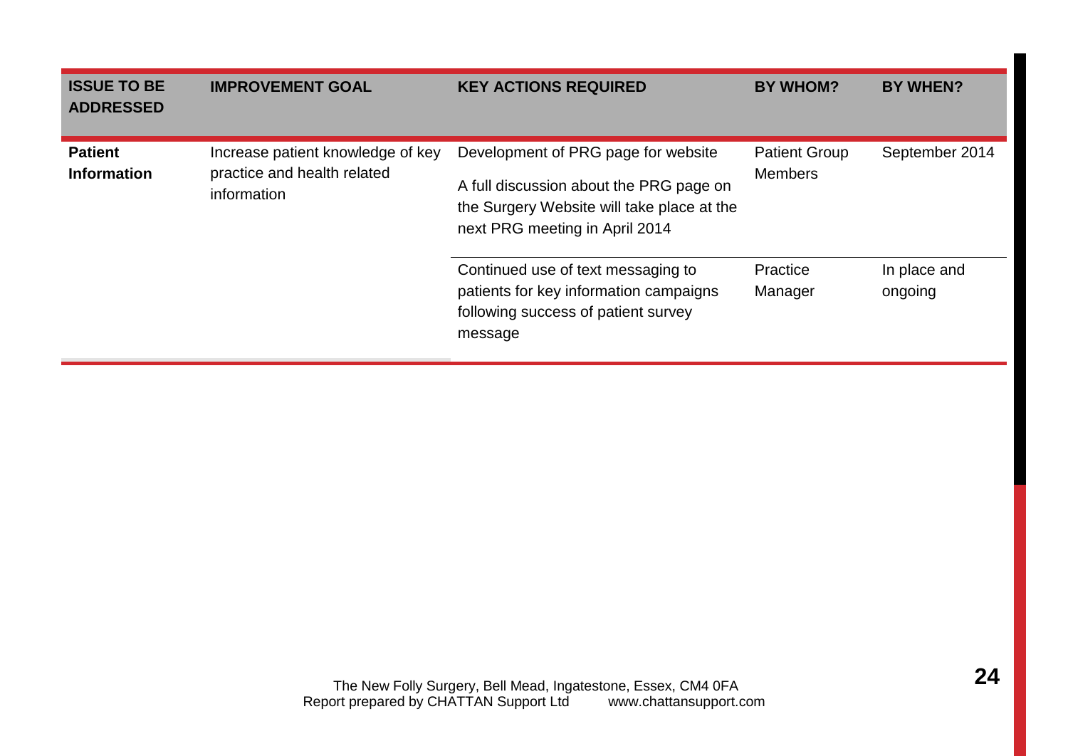| ISSUE TO BE ADDRESSED | IMPROVEMENT GOAL | KEY ACTIONS REQUIRED | BY WHOM? | BY WHEN? |
|---|---|---|---|---|
| **Patient Information** | Increase patient knowledge of key practice and health related information | Development of PRG page for website<br><br>A full discussion about the PRG page on the Surgery Website will take place at the next PRG meeting in April 2014 | Patient Group Members | September 2014 |
| | | Continued use of text messaging to patients for key information campaigns following success of patient survey message | Practice Manager | In place and ongoing |

The New Folly Surgery, Bell Mead, Ingatestone, Essex, CM4 0FA
Report prepared by CHATTAN Support Ltd www.chattansupport.com